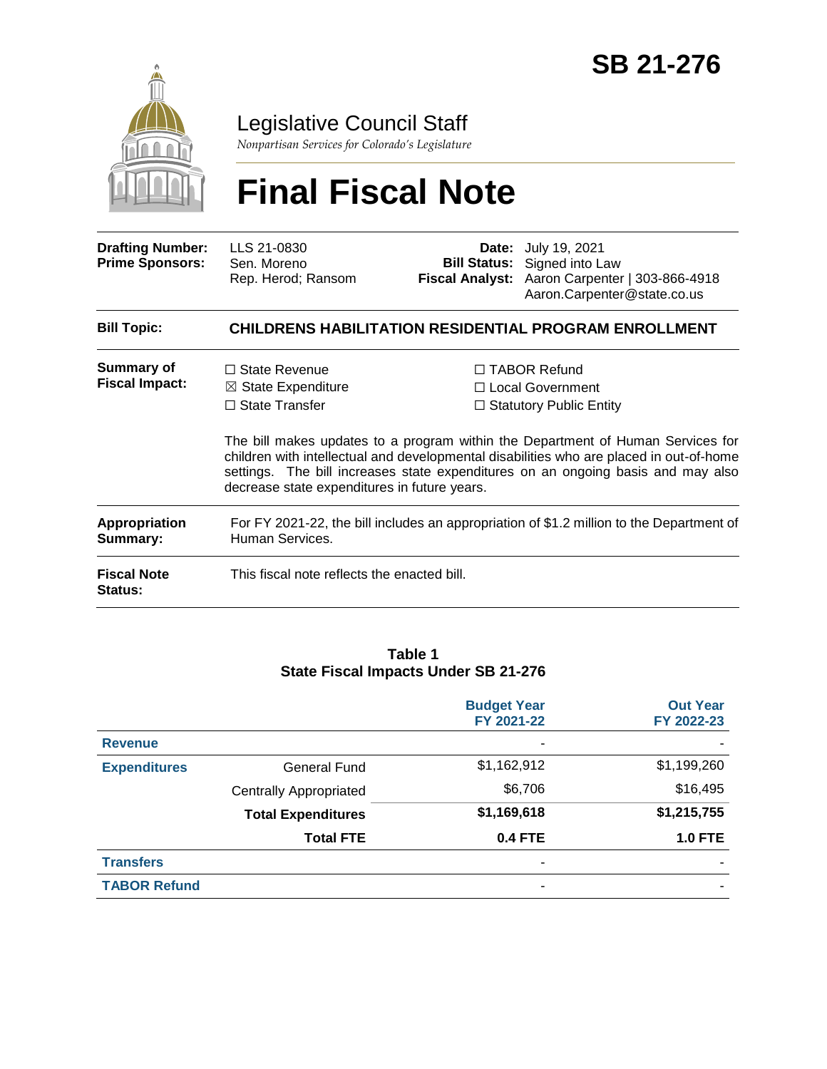# SB 21-276

Legislative Council Staff

*Nonpartisan Services for Colorado's Legislature*

# Final Fiscal Note

| | | | |
|---|---|---|---|
| **Drafting Number:** | LLS 21-0830 | **Date:** | July 19, 2021 |
| **Prime Sponsors:** | Sen. Moreno<br>Rep. Herod; Ransom | **Bill Status:** | Signed into Law |
| | | **Fiscal Analyst:** | Aaron Carpenter \| 303-866-4918<br>Aaron.Carpenter@state.co.us |

**Bill Topic:** **CHILDRENS HABILITATION RESIDENTIAL PROGRAM ENROLLMENT**

**Summary of Fiscal Impact:**

☐ State Revenue
☒ State Expenditure
☐ State Transfer
☐ TABOR Refund
☐ Local Government
☐ Statutory Public Entity

The bill makes updates to a program within the Department of Human Services for children with intellectual and developmental disabilities who are placed in out-of-home settings. The bill increases state expenditures on an ongoing basis and may also decrease state expenditures in future years.

**Appropriation Summary:** For FY 2021-22, the bill includes an appropriation of $1.2 million to the Department of Human Services.

**Fiscal Note Status:** This fiscal note reflects the enacted bill.

**Table 1**
**State Fiscal Impacts Under SB 21-276**

| | | Budget Year FY 2021-22 | Out Year FY 2022-23 |
|---|---|---|---|
| **Revenue** | | - | - |
| **Expenditures** | General Fund | $1,162,912 | $1,199,260 |
| | Centrally Appropriated | $6,706 | $16,495 |
| | **Total Expenditures** | **$1,169,618** | **$1,215,755** |
| | **Total FTE** | **0.4 FTE** | **1.0 FTE** |
| **Transfers** | | - | - |
| **TABOR Refund** | | - | - |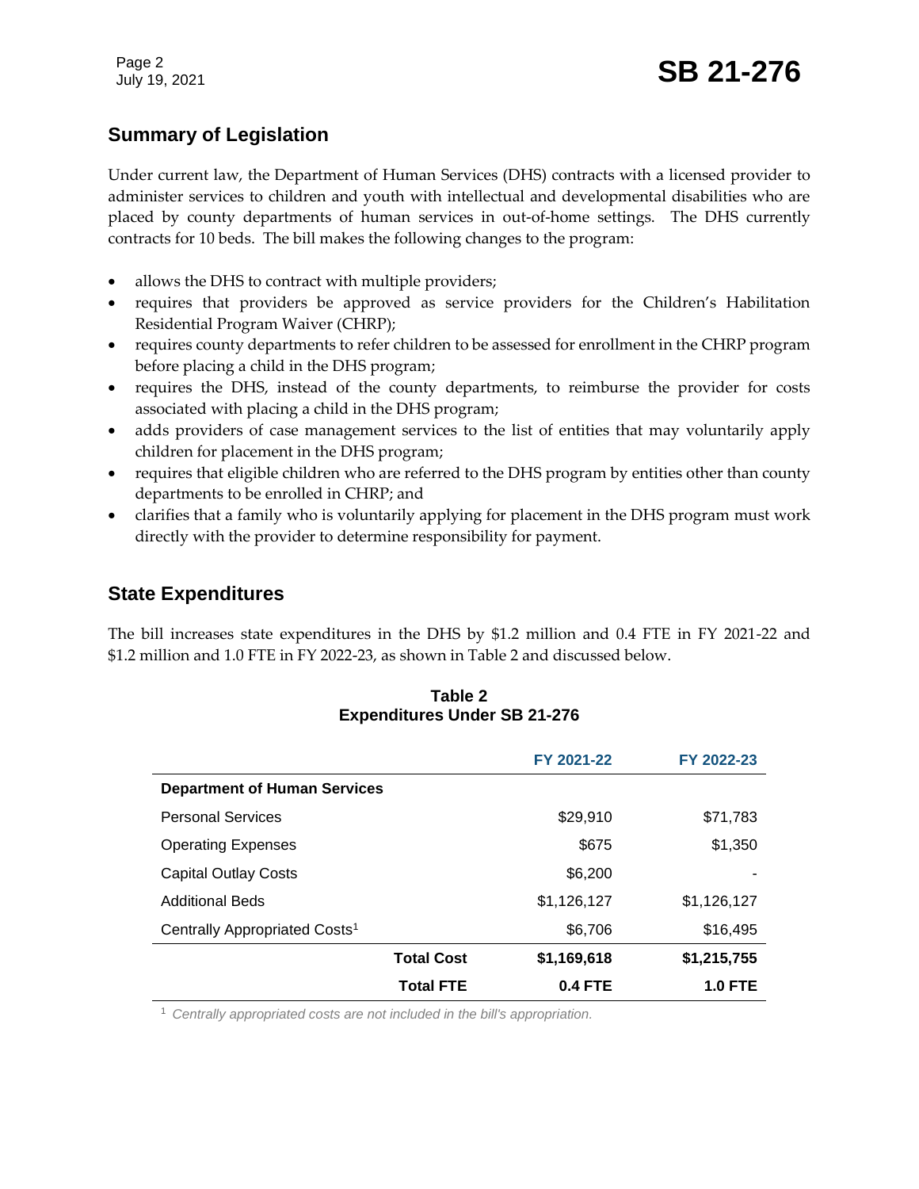## Summary of Legislation

Under current law, the Department of Human Services (DHS) contracts with a licensed provider to administer services to children and youth with intellectual and developmental disabilities who are placed by county departments of human services in out-of-home settings. The DHS currently contracts for 10 beds. The bill makes the following changes to the program:

- allows the DHS to contract with multiple providers;
- requires that providers be approved as service providers for the Children's Habilitation Residential Program Waiver (CHRP);
- requires county departments to refer children to be assessed for enrollment in the CHRP program before placing a child in the DHS program;
- requires the DHS, instead of the county departments, to reimburse the provider for costs associated with placing a child in the DHS program;
- adds providers of case management services to the list of entities that may voluntarily apply children for placement in the DHS program;
- requires that eligible children who are referred to the DHS program by entities other than county departments to be enrolled in CHRP; and
- clarifies that a family who is voluntarily applying for placement in the DHS program must work directly with the provider to determine responsibility for payment.

## State Expenditures

The bill increases state expenditures in the DHS by $1.2 million and 0.4 FTE in FY 2021-22 and $1.2 million and 1.0 FTE in FY 2022-23, as shown in Table 2 and discussed below.

**Table 2**
**Expenditures Under SB 21-276**

| | FY 2021-22 | FY 2022-23 |
|---|---|---|
| **Department of Human Services** | | |
| Personal Services | $29,910 | $71,783 |
| Operating Expenses | $675 | $1,350 |
| Capital Outlay Costs | $6,200 | - |
| Additional Beds | $1,126,127 | $1,126,127 |
| Centrally Appropriated Costs[1] | $6,706 | $16,495 |
| **Total Cost** | **$1,169,618** | **$1,215,755** |
| **Total FTE** | **0.4 FTE** | **1.0 FTE** |

[1] *Centrally appropriated costs are not included in the bill's appropriation.*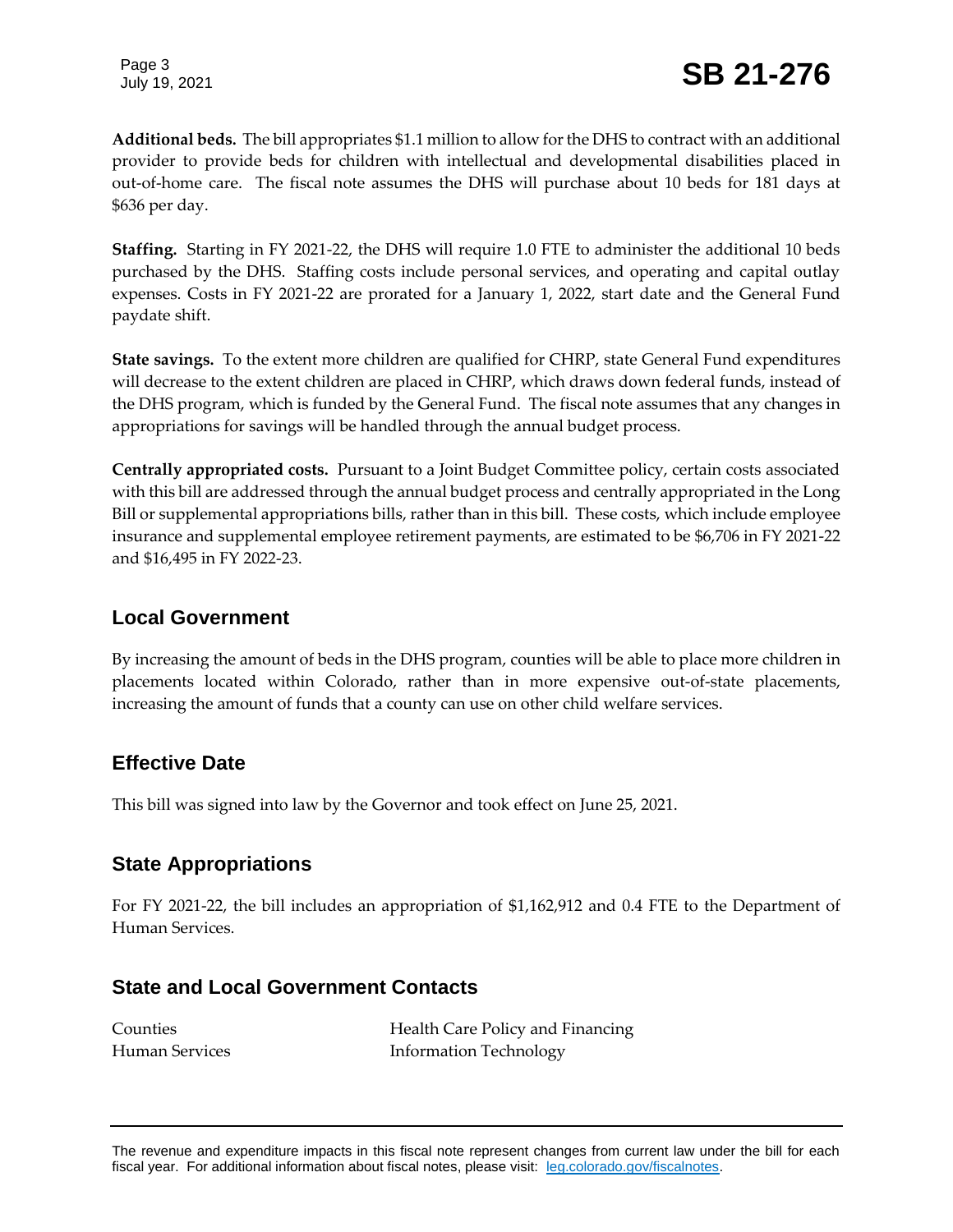**Additional beds.** The bill appropriates $1.1 million to allow for the DHS to contract with an additional provider to provide beds for children with intellectual and developmental disabilities placed in out-of-home care. The fiscal note assumes the DHS will purchase about 10 beds for 181 days at $636 per day.

**Staffing.** Starting in FY 2021-22, the DHS will require 1.0 FTE to administer the additional 10 beds purchased by the DHS. Staffing costs include personal services, and operating and capital outlay expenses. Costs in FY 2021-22 are prorated for a January 1, 2022, start date and the General Fund paydate shift.

**State savings.** To the extent more children are qualified for CHRP, state General Fund expenditures will decrease to the extent children are placed in CHRP, which draws down federal funds, instead of the DHS program, which is funded by the General Fund. The fiscal note assumes that any changes in appropriations for savings will be handled through the annual budget process.

**Centrally appropriated costs.** Pursuant to a Joint Budget Committee policy, certain costs associated with this bill are addressed through the annual budget process and centrally appropriated in the Long Bill or supplemental appropriations bills, rather than in this bill. These costs, which include employee insurance and supplemental employee retirement payments, are estimated to be $6,706 in FY 2021-22 and $16,495 in FY 2022-23.

## Local Government

By increasing the amount of beds in the DHS program, counties will be able to place more children in placements located within Colorado, rather than in more expensive out-of-state placements, increasing the amount of funds that a county can use on other child welfare services.

## Effective Date

This bill was signed into law by the Governor and took effect on June 25, 2021.

## State Appropriations

For FY 2021-22, the bill includes an appropriation of $1,162,912 and 0.4 FTE to the Department of Human Services.

## State and Local Government Contacts

| | |
|---|---|
| Counties | Health Care Policy and Financing |
| Human Services | Information Technology |

The revenue and expenditure impacts in this fiscal note represent changes from current law under the bill for each fiscal year. For additional information about fiscal notes, please visit: leg.colorado.gov/fiscalnotes.